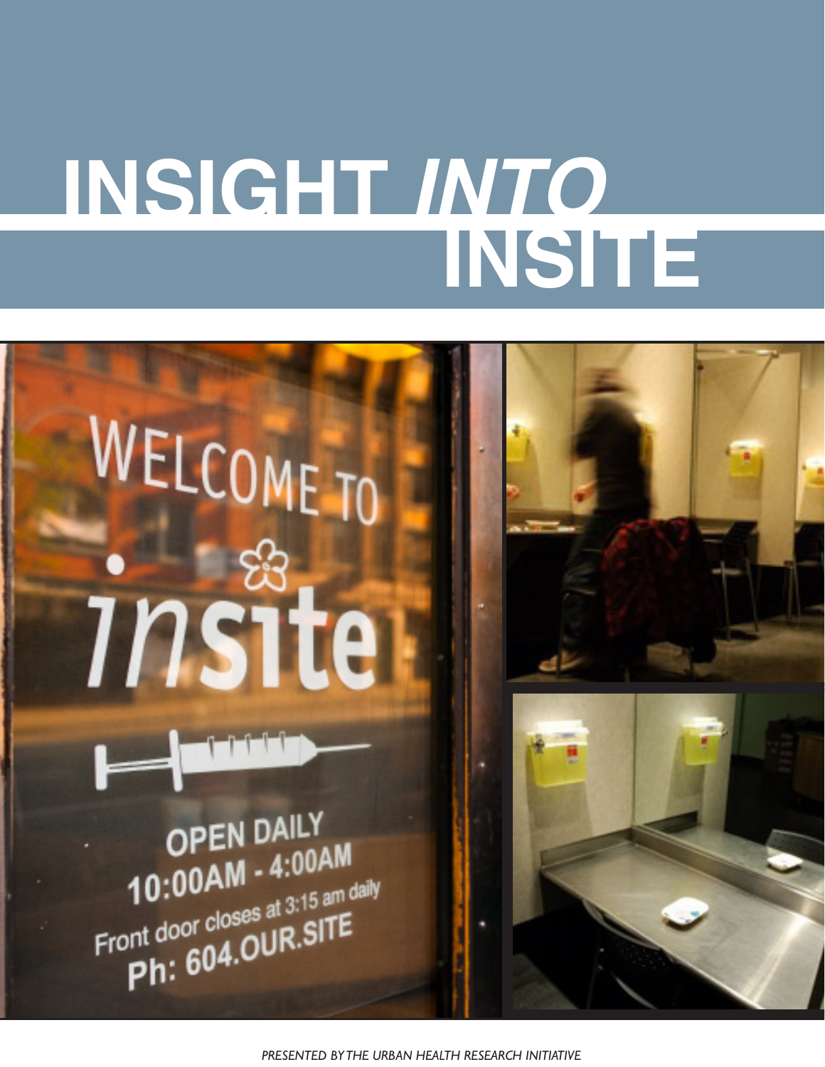# INSIGHT *INTO* INSITE

*PRESENTED BY THE URBAN HEALTH RESEARCH INITIATIVE*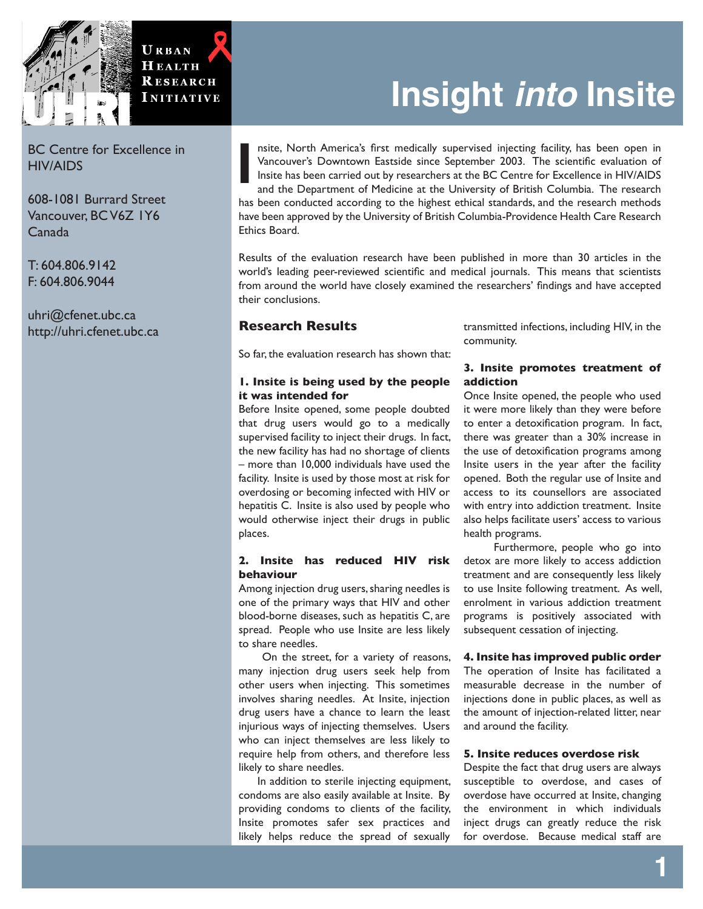URBAN HEALTH RESEARCH INITIATIVE

UHRI

BC Centre for Excellence in HIV/AIDS

608-1081 Burrard Street
Vancouver, BC V6Z 1Y6
Canada

T: 604.806.9142
F: 604.806.9044

uhri@cfenet.ubc.ca
http://uhri.cfenet.ubc.ca

# Insight *into* Insite

Insite, North America's first medically supervised injecting facility, has been open in Vancouver's Downtown Eastside since September 2003. The scientific evaluation of Insite has been carried out by researchers at the BC Centre for Excellence in HIV/AIDS and the Department of Medicine at the University of British Columbia. The research has been conducted according to the highest ethical standards, and the research methods have been approved by the University of British Columbia-Providence Health Care Research Ethics Board.

Results of the evaluation research have been published in more than 30 articles in the world's leading peer-reviewed scientific and medical journals. This means that scientists from around the world have closely examined the researchers' findings and have accepted their conclusions.

## Research Results

So far, the evaluation research has shown that:

### 1. Insite is being used by the people it was intended for

Before Insite opened, some people doubted that drug users would go to a medically supervised facility to inject their drugs. In fact, the new facility has had no shortage of clients – more than 10,000 individuals have used the facility. Insite is used by those most at risk for overdosing or becoming infected with HIV or hepatitis C. Insite is also used by people who would otherwise inject their drugs in public places.

### 2. Insite has reduced HIV risk behaviour

Among injection drug users, sharing needles is one of the primary ways that HIV and other blood-borne diseases, such as hepatitis C, are spread. People who use Insite are less likely to share needles.

On the street, for a variety of reasons, many injection drug users seek help from other users when injecting. This sometimes involves sharing needles. At Insite, injection drug users have a chance to learn the least injurious ways of injecting themselves. Users who can inject themselves are less likely to require help from others, and therefore less likely to share needles.

In addition to sterile injecting equipment, condoms are also easily available at Insite. By providing condoms to clients of the facility, Insite promotes safer sex practices and likely helps reduce the spread of sexually transmitted infections, including HIV, in the community.

### 3. Insite promotes treatment of addiction

Once Insite opened, the people who used it were more likely than they were before to enter a detoxification program. In fact, there was greater than a 30% increase in the use of detoxification programs among Insite users in the year after the facility opened. Both the regular use of Insite and access to its counsellors are associated with entry into addiction treatment. Insite also helps facilitate users' access to various health programs.

Furthermore, people who go into detox are more likely to access addiction treatment and are consequently less likely to use Insite following treatment. As well, enrolment in various addiction treatment programs is positively associated with subsequent cessation of injecting.

### 4. Insite has improved public order

The operation of Insite has facilitated a measurable decrease in the number of injections done in public places, as well as the amount of injection-related litter, near and around the facility.

### 5. Insite reduces overdose risk

Despite the fact that drug users are always susceptible to overdose, and cases of overdose have occurred at Insite, changing the environment in which individuals inject drugs can greatly reduce the risk for overdose. Because medical staff are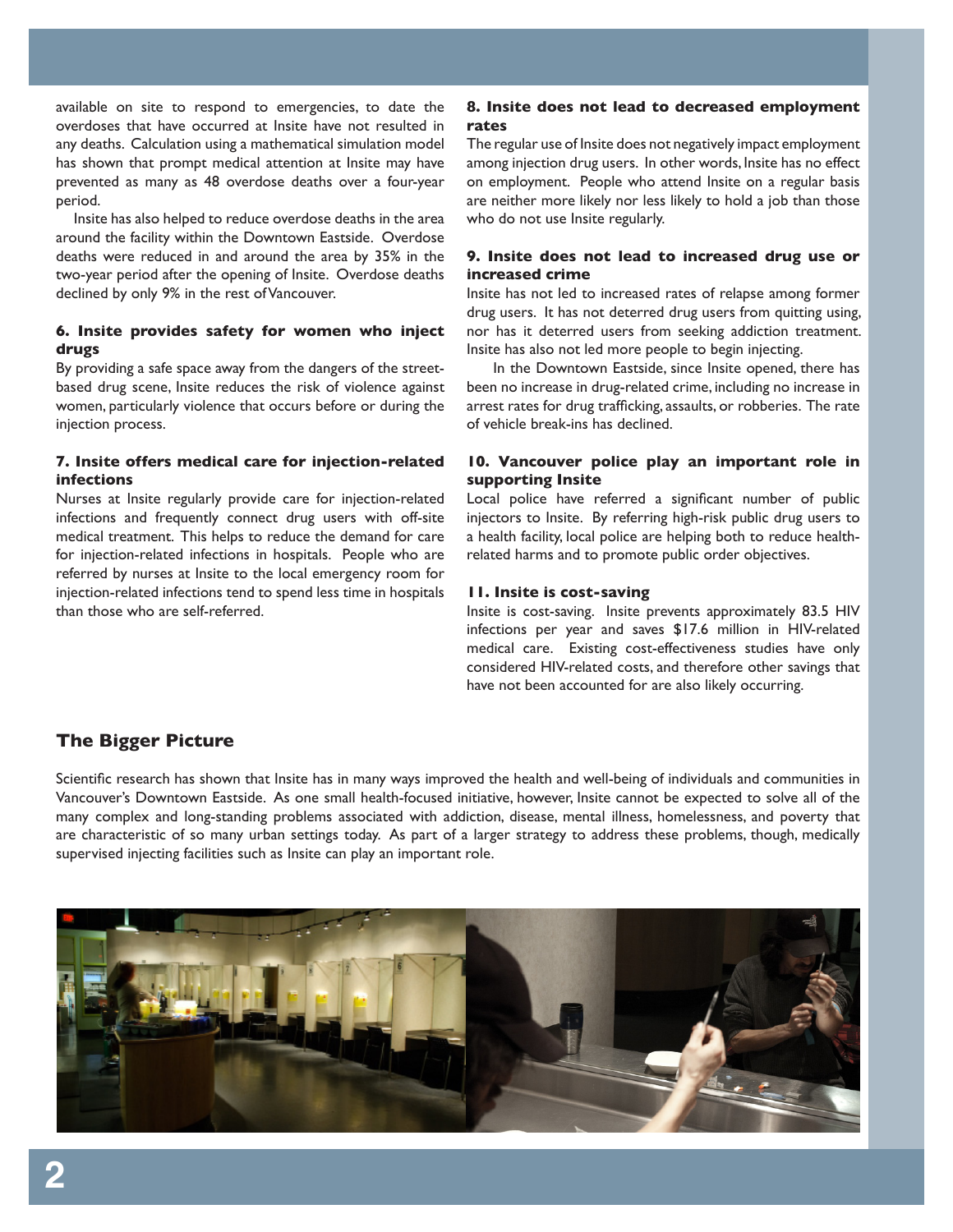available on site to respond to emergencies, to date the overdoses that have occurred at Insite have not resulted in any deaths. Calculation using a mathematical simulation model has shown that prompt medical attention at Insite may have prevented as many as 48 overdose deaths over a four-year period.

Insite has also helped to reduce overdose deaths in the area around the facility within the Downtown Eastside. Overdose deaths were reduced in and around the area by 35% in the two-year period after the opening of Insite. Overdose deaths declined by only 9% in the rest of Vancouver.

#### 6. Insite provides safety for women who inject drugs

By providing a safe space away from the dangers of the street-based drug scene, Insite reduces the risk of violence against women, particularly violence that occurs before or during the injection process.

#### 7. Insite offers medical care for injection-related infections

Nurses at Insite regularly provide care for injection-related infections and frequently connect drug users with off-site medical treatment. This helps to reduce the demand for care for injection-related infections in hospitals. People who are referred by nurses at Insite to the local emergency room for injection-related infections tend to spend less time in hospitals than those who are self-referred.

#### 8. Insite does not lead to decreased employment rates

The regular use of Insite does not negatively impact employment among injection drug users. In other words, Insite has no effect on employment. People who attend Insite on a regular basis are neither more likely nor less likely to hold a job than those who do not use Insite regularly.

#### 9. Insite does not lead to increased drug use or increased crime

Insite has not led to increased rates of relapse among former drug users. It has not deterred drug users from quitting using, nor has it deterred users from seeking addiction treatment. Insite has also not led more people to begin injecting.

In the Downtown Eastside, since Insite opened, there has been no increase in drug-related crime, including no increase in arrest rates for drug trafficking, assaults, or robberies. The rate of vehicle break-ins has declined.

#### 10. Vancouver police play an important role in supporting Insite

Local police have referred a significant number of public injectors to Insite. By referring high-risk public drug users to a health facility, local police are helping both to reduce health-related harms and to promote public order objectives.

#### 11. Insite is cost-saving

Insite is cost-saving. Insite prevents approximately 83.5 HIV infections per year and saves $17.6 million in HIV-related medical care. Existing cost-effectiveness studies have only considered HIV-related costs, and therefore other savings that have not been accounted for are also likely occurring.

## The Bigger Picture

Scientific research has shown that Insite has in many ways improved the health and well-being of individuals and communities in Vancouver's Downtown Eastside. As one small health-focused initiative, however, Insite cannot be expected to solve all of the many complex and long-standing problems associated with addiction, disease, mental illness, homelessness, and poverty that are characteristic of so many urban settings today. As part of a larger strategy to address these problems, though, medically supervised injecting facilities such as Insite can play an important role.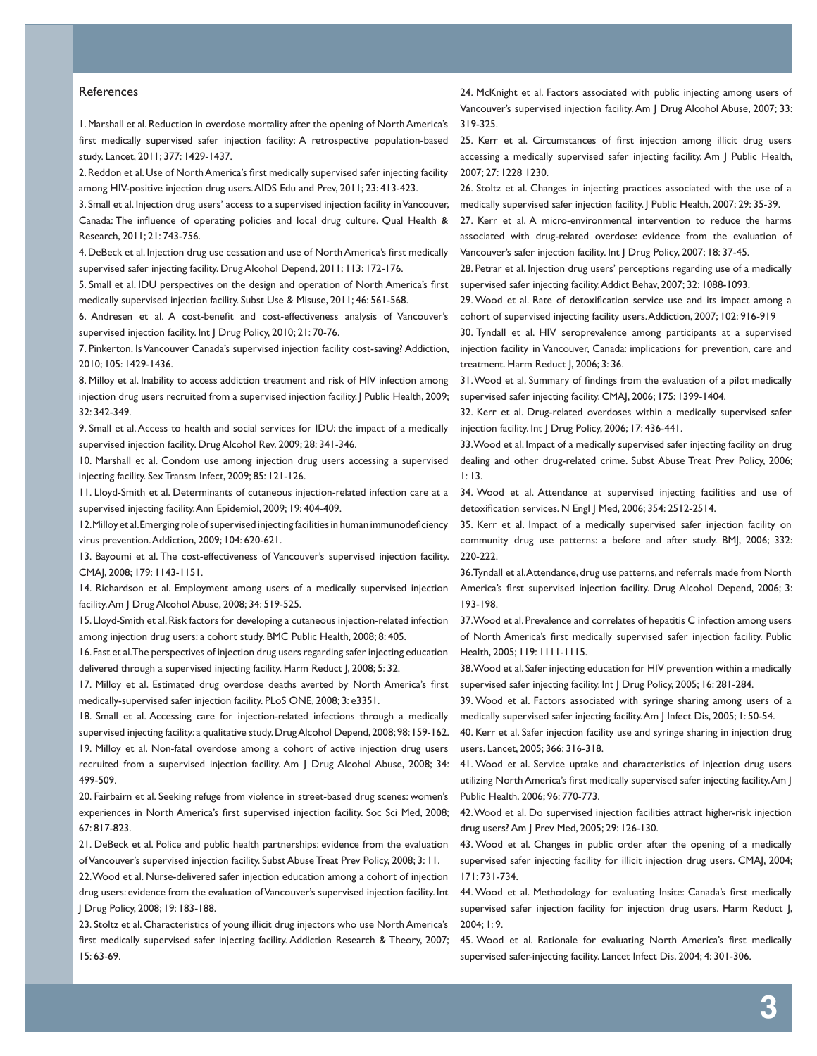## References

1. Marshall et al. Reduction in overdose mortality after the opening of North America's first medically supervised safer injection facility: A retrospective population-based study. Lancet, 2011; 377: 1429-1437.
2. Reddon et al. Use of North America's first medically supervised safer injecting facility among HIV-positive injection drug users. AIDS Edu and Prev, 2011; 23: 413-423.
3. Small et al. Injection drug users' access to a supervised injection facility in Vancouver, Canada: The influence of operating policies and local drug culture. Qual Health & Research, 2011; 21: 743-756.
4. DeBeck et al. Injection drug use cessation and use of North America's first medically supervised safer injecting facility. Drug Alcohol Depend, 2011; 113: 172-176.
5. Small et al. IDU perspectives on the design and operation of North America's first medically supervised injection facility. Subst Use & Misuse, 2011; 46: 561-568.
6. Andresen et al. A cost-benefit and cost-effectiveness analysis of Vancouver's supervised injection facility. Int J Drug Policy, 2010; 21: 70-76.
7. Pinkerton. Is Vancouver Canada's supervised injection facility cost-saving? Addiction, 2010; 105: 1429-1436.
8. Milloy et al. Inability to access addiction treatment and risk of HIV infection among injection drug users recruited from a supervised injection facility. J Public Health, 2009; 32: 342-349.
9. Small et al. Access to health and social services for IDU: the impact of a medically supervised injection facility. Drug Alcohol Rev, 2009; 28: 341-346.
10. Marshall et al. Condom use among injection drug users accessing a supervised injecting facility. Sex Transm Infect, 2009; 85: 121-126.
11. Lloyd-Smith et al. Determinants of cutaneous injection-related infection care at a supervised injecting facility. Ann Epidemiol, 2009; 19: 404-409.
12. Milloy et al. Emerging role of supervised injecting facilities in human immunodeficiency virus prevention. Addiction, 2009; 104: 620-621.
13. Bayoumi et al. The cost-effectiveness of Vancouver's supervised injection facility. CMAJ, 2008; 179: 1143-1151.
14. Richardson et al. Employment among users of a medically supervised injection facility. Am J Drug Alcohol Abuse, 2008; 34: 519-525.
15. Lloyd-Smith et al. Risk factors for developing a cutaneous injection-related infection among injection drug users: a cohort study. BMC Public Health, 2008; 8: 405.
16. Fast et al. The perspectives of injection drug users regarding safer injecting education delivered through a supervised injecting facility. Harm Reduct J, 2008; 5: 32.
17. Milloy et al. Estimated drug overdose deaths averted by North America's first medically-supervised safer injection facility. PLoS ONE, 2008; 3: e3351.
18. Small et al. Accessing care for injection-related infections through a medically supervised injecting facility: a qualitative study. Drug Alcohol Depend, 2008; 98: 159-162.
19. Milloy et al. Non-fatal overdose among a cohort of active injection drug users recruited from a supervised injection facility. Am J Drug Alcohol Abuse, 2008; 34: 499-509.
20. Fairbairn et al. Seeking refuge from violence in street-based drug scenes: women's experiences in North America's first supervised injection facility. Soc Sci Med, 2008; 67: 817-823.
21. DeBeck et al. Police and public health partnerships: evidence from the evaluation of Vancouver's supervised injection facility. Subst Abuse Treat Prev Policy, 2008; 3: 11.
22. Wood et al. Nurse-delivered safer injection education among a cohort of injection drug users: evidence from the evaluation of Vancouver's supervised injection facility. Int J Drug Policy, 2008; 19: 183-188.
23. Stoltz et al. Characteristics of young illicit drug injectors who use North America's first medically supervised safer injecting facility. Addiction Research & Theory, 2007; 15: 63-69.
24. McKnight et al. Factors associated with public injecting among users of Vancouver's supervised injection facility. Am J Drug Alcohol Abuse, 2007; 33: 319-325.
25. Kerr et al. Circumstances of first injection among illicit drug users accessing a medically supervised safer injecting facility. Am J Public Health, 2007; 27: 1228 1230.
26. Stoltz et al. Changes in injecting practices associated with the use of a medically supervised safer injection facility. J Public Health, 2007; 29: 35-39.
27. Kerr et al. A micro-environmental intervention to reduce the harms associated with drug-related overdose: evidence from the evaluation of Vancouver's safer injection facility. Int J Drug Policy, 2007; 18: 37-45.
28. Petrar et al. Injection drug users' perceptions regarding use of a medically supervised safer injecting facility. Addict Behav, 2007; 32: 1088-1093.
29. Wood et al. Rate of detoxification service use and its impact among a cohort of supervised injecting facility users. Addiction, 2007; 102: 916-919
30. Tyndall et al. HIV seroprevalence among participants at a supervised injection facility in Vancouver, Canada: implications for prevention, care and treatment. Harm Reduct J, 2006; 3: 36.
31. Wood et al. Summary of findings from the evaluation of a pilot medically supervised safer injecting facility. CMAJ, 2006; 175: 1399-1404.
32. Kerr et al. Drug-related overdoses within a medically supervised safer injection facility. Int J Drug Policy, 2006; 17: 436-441.
33. Wood et al. Impact of a medically supervised safer injecting facility on drug dealing and other drug-related crime. Subst Abuse Treat Prev Policy, 2006; 1: 13.
34. Wood et al. Attendance at supervised injecting facilities and use of detoxification services. N Engl J Med, 2006; 354: 2512-2514.
35. Kerr et al. Impact of a medically supervised safer injection facility on community drug use patterns: a before and after study. BMJ, 2006; 332: 220-222.
36. Tyndall et al. Attendance, drug use patterns, and referrals made from North America's first supervised injection facility. Drug Alcohol Depend, 2006; 3: 193-198.
37. Wood et al. Prevalence and correlates of hepatitis C infection among users of North America's first medically supervised safer injection facility. Public Health, 2005; 119: 1111-1115.
38. Wood et al. Safer injecting education for HIV prevention within a medically supervised safer injecting facility. Int J Drug Policy, 2005; 16: 281-284.
39. Wood et al. Factors associated with syringe sharing among users of a medically supervised safer injecting facility. Am J Infect Dis, 2005; 1: 50-54.
40. Kerr et al. Safer injection facility use and syringe sharing in injection drug users. Lancet, 2005; 366: 316-318.
41. Wood et al. Service uptake and characteristics of injection drug users utilizing North America's first medically supervised safer injecting facility. Am J Public Health, 2006; 96: 770-773.
42. Wood et al. Do supervised injection facilities attract higher-risk injection drug users? Am J Prev Med, 2005; 29: 126-130.
43. Wood et al. Changes in public order after the opening of a medically supervised safer injecting facility for illicit injection drug users. CMAJ, 2004; 171: 731-734.
44. Wood et al. Methodology for evaluating Insite: Canada's first medically supervised safer injection facility for injection drug users. Harm Reduct J, 2004; 1: 9.
45. Wood et al. Rationale for evaluating North America's first medically supervised safer-injecting facility. Lancet Infect Dis, 2004; 4: 301-306.